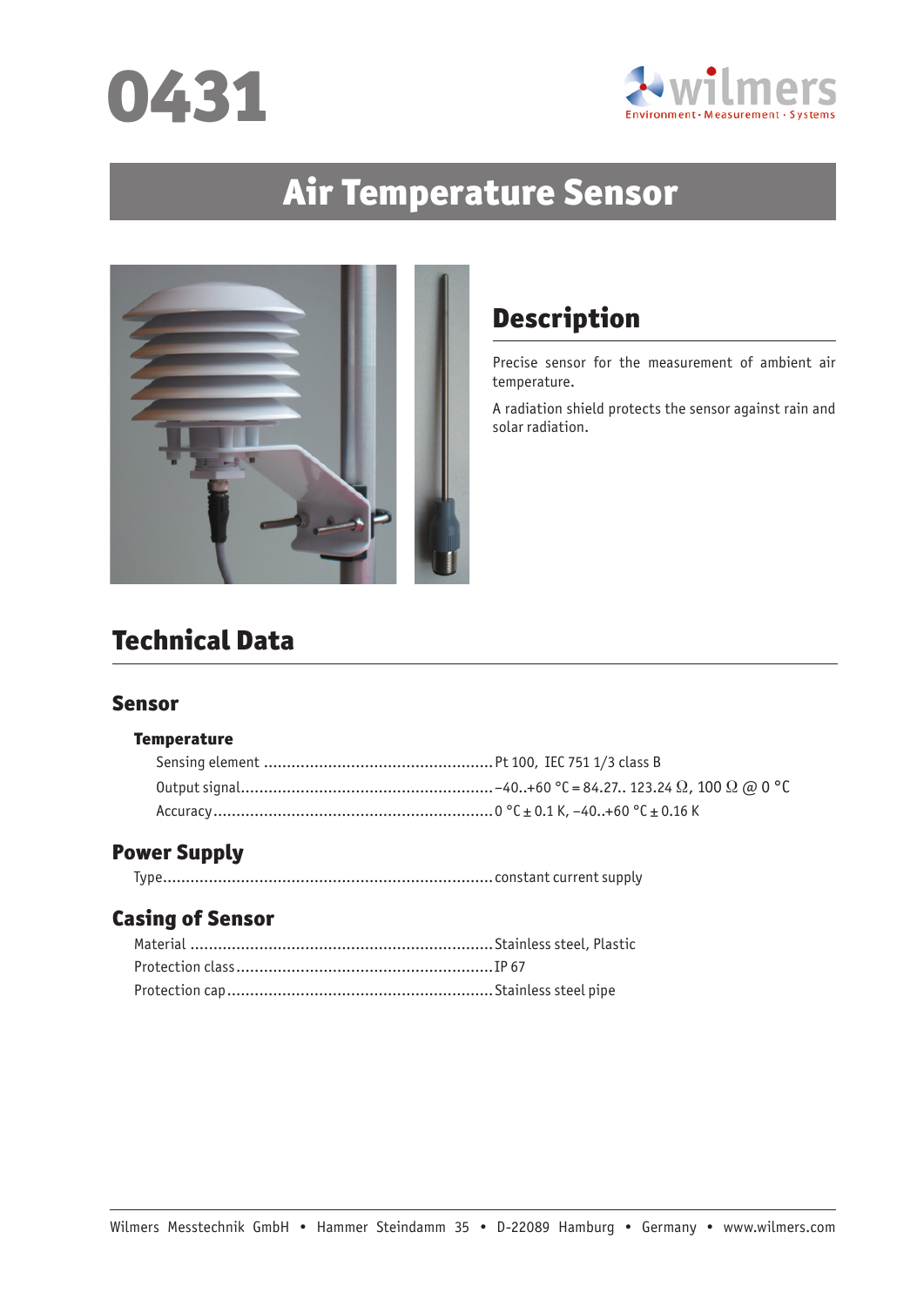# 0431

# Air Temperature Sensor

## Description

Precise sensor for the measurement of ambient air temperature.

A radiation shield protects the sensor against rain and solar radiation.

## Technical Data

### Sensor

#### Temperature

- Sensing element: Pt 100, IEC 751 1/3 class B
- Output signal: −40..+60 °C = 84.27.. 123.24 Ω, 100 Ω @ 0 °C
- Accuracy: 0 °C ± 0.1 K, −40..+60 °C ± 0.16 K

### Power Supply

- Type: constant current supply

### Casing of Sensor

- Material: Stainless steel, Plastic
- Protection class: IP 67
- Protection cap: Stainless steel pipe

Wilmers Messtechnik GmbH • Hammer Steindamm 35 • D-22089 Hamburg • Germany • www.wilmers.com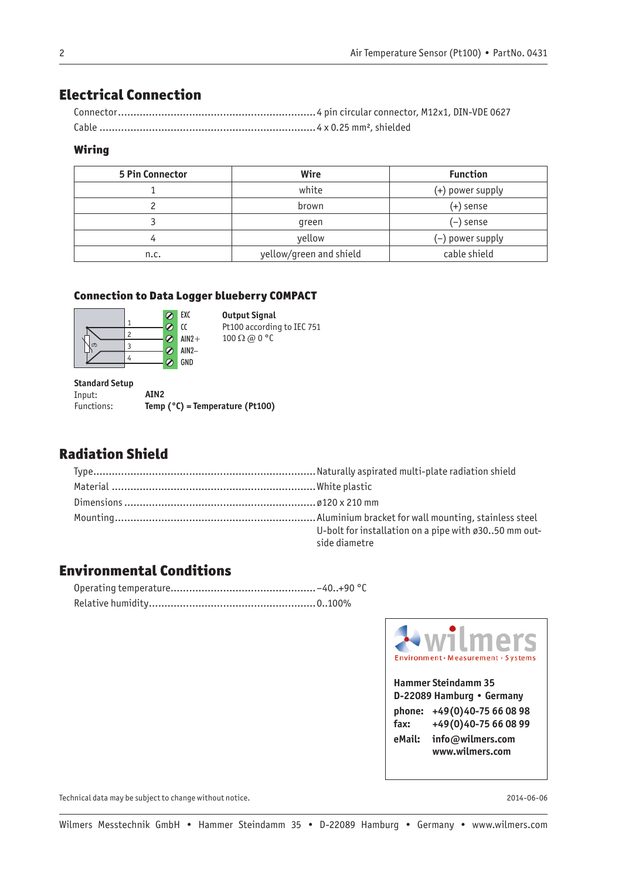## Electrical Connection

Connector ................................................................ 4 pin circular connector, M12x1, DIN-VDE 0627
Cable ..................................................................... 4 x 0.25 mm², shielded

### Wiring

| 5 Pin Connector | Wire | Function |
|---|---|---|
| 1 | white | (+) power supply |
| 2 | brown | (+) sense |
| 3 | green | (–) sense |
| 4 | yellow | (–) power supply |
| n.c. | yellow/green and shield | cable shield |

### Connection to Data Logger blueberry COMPACT

1
2
3
4

EXC
CC
AIN2+
AIN2–
GND

**Output Signal**
Pt100 according to IEC 751
100 Ω @ 0 °C

**Standard Setup**
Input: **AIN2**
Functions: **Temp (°C) = Temperature (Pt100)**

## Radiation Shield

Type ...................................................................... Naturally aspirated multi-plate radiation shield
Material ................................................................. White plastic
Dimensions ............................................................. ø120 x 210 mm
Mounting ................................................................ Aluminium bracket for wall mounting, stainless steel U-bolt for installation on a pipe with ø30..50 mm outside diametre

## Environmental Conditions

Operating temperature .............................................. –40..+90 °C
Relative humidity ..................................................... 0..100%

wilmers
Environment · Measurement · Systems

**Hammer Steindamm 35**
**D-22089 Hamburg • Germany**
**phone: +49(0)40-75 66 08 98**
**fax: +49(0)40-75 66 08 99**
**eMail: info@wilmers.com**
**www.wilmers.com**

Technical data may be subject to change without notice.

2014-06-06

Wilmers Messtechnik GmbH • Hammer Steindamm 35 • D-22089 Hamburg • Germany • www.wilmers.com